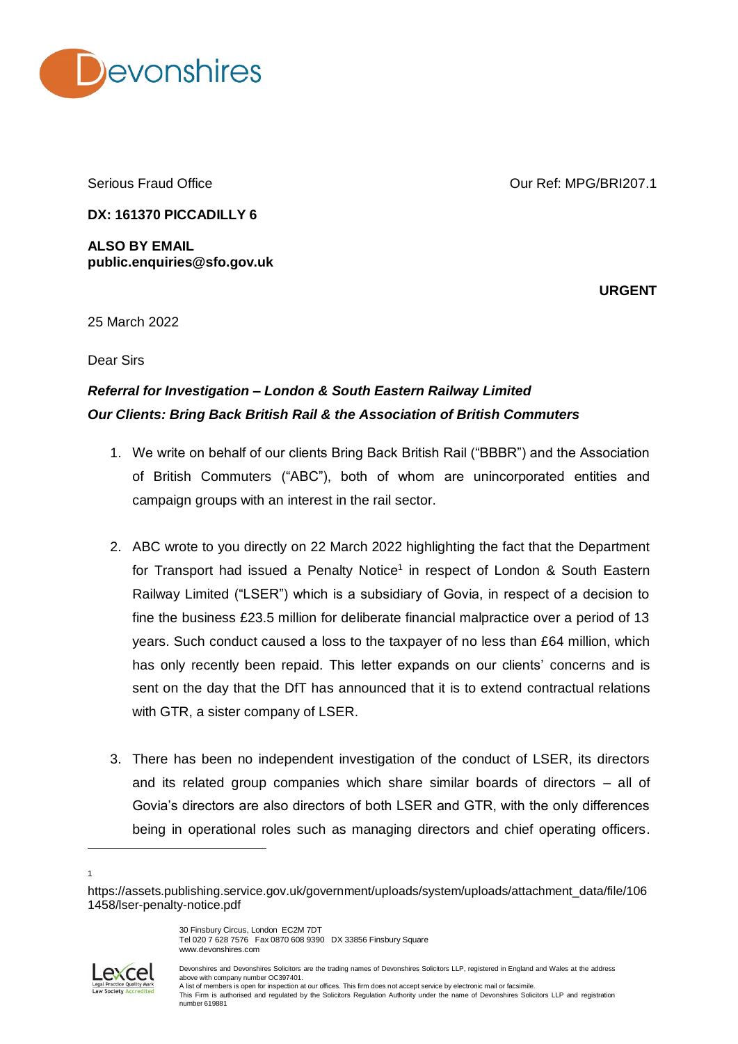Serious Fraud Office

Our Ref: MPG/BRI207.1

**DX: 161370 PICCADILLY 6**

**ALSO BY EMAIL**
**public.enquiries@sfo.gov.uk**

**URGENT**

25 March 2022

Dear Sirs

***Referral for Investigation – London & South Eastern Railway Limited***
***Our Clients: Bring Back British Rail & the Association of British Commuters***

1. We write on behalf of our clients Bring Back British Rail ("BBBR") and the Association of British Commuters ("ABC"), both of whom are unincorporated entities and campaign groups with an interest in the rail sector.

2. ABC wrote to you directly on 22 March 2022 highlighting the fact that the Department for Transport had issued a Penalty Notice[1] in respect of London & South Eastern Railway Limited ("LSER") which is a subsidiary of Govia, in respect of a decision to fine the business £23.5 million for deliberate financial malpractice over a period of 13 years. Such conduct caused a loss to the taxpayer of no less than £64 million, which has only recently been repaid. This letter expands on our clients' concerns and is sent on the day that the DfT has announced that it is to extend contractual relations with GTR, a sister company of LSER.

3. There has been no independent investigation of the conduct of LSER, its directors and its related group companies which share similar boards of directors – all of Govia's directors are also directors of both LSER and GTR, with the only differences being in operational roles such as managing directors and chief operating officers.

---

[1] https://assets.publishing.service.gov.uk/government/uploads/system/uploads/attachment_data/file/1061458/lser-penalty-notice.pdf

30 Finsbury Circus, London EC2M 7DT
Tel 020 7 628 7576 Fax 0870 608 9390 DX 33856 Finsbury Square
www.devonshires.com

Devonshires and Devonshires Solicitors are the trading names of Devonshires Solicitors LLP, registered in England and Wales at the address above with company number OC397401.
A list of members is open for inspection at our offices. This firm does not accept service by electronic mail or facsimile.
This Firm is authorised and regulated by the Solicitors Regulation Authority under the name of Devonshires Solicitors LLP and registration number 619881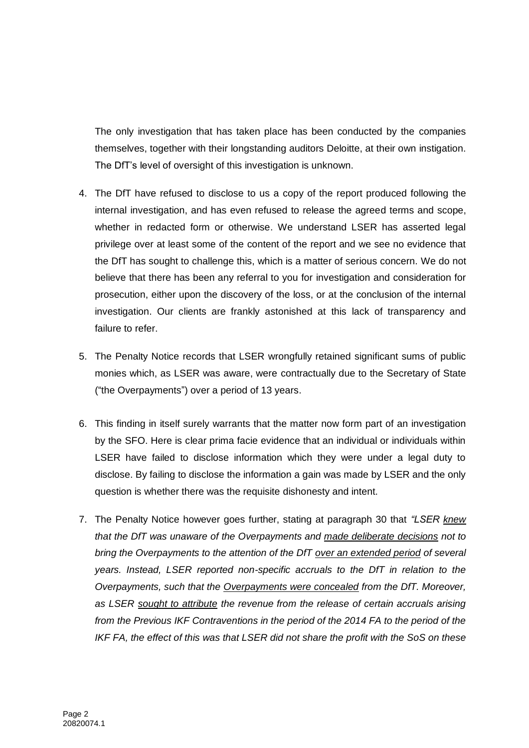The only investigation that has taken place has been conducted by the companies themselves, together with their longstanding auditors Deloitte, at their own instigation. The DfT's level of oversight of this investigation is unknown.

4. The DfT have refused to disclose to us a copy of the report produced following the internal investigation, and has even refused to release the agreed terms and scope, whether in redacted form or otherwise. We understand LSER has asserted legal privilege over at least some of the content of the report and we see no evidence that the DfT has sought to challenge this, which is a matter of serious concern. We do not believe that there has been any referral to you for investigation and consideration for prosecution, either upon the discovery of the loss, or at the conclusion of the internal investigation. Our clients are frankly astonished at this lack of transparency and failure to refer.

5. The Penalty Notice records that LSER wrongfully retained significant sums of public monies which, as LSER was aware, were contractually due to the Secretary of State ("the Overpayments") over a period of 13 years.

6. This finding in itself surely warrants that the matter now form part of an investigation by the SFO. Here is clear prima facie evidence that an individual or individuals within LSER have failed to disclose information which they were under a legal duty to disclose. By failing to disclose the information a gain was made by LSER and the only question is whether there was the requisite dishonesty and intent.

7. The Penalty Notice however goes further, stating at paragraph 30 that *"LSER <u>knew</u> that the DfT was unaware of the Overpayments and <u>made deliberate decisions</u> not to bring the Overpayments to the attention of the DfT <u>over an extended period</u> of several years. Instead, LSER reported non-specific accruals to the DfT in relation to the Overpayments, such that the <u>Overpayments were concealed</u> from the DfT. Moreover, as LSER <u>sought to attribute</u> the revenue from the release of certain accruals arising from the Previous IKF Contraventions in the period of the 2014 FA to the period of the IKF FA, the effect of this was that LSER did not share the profit with the SoS on these*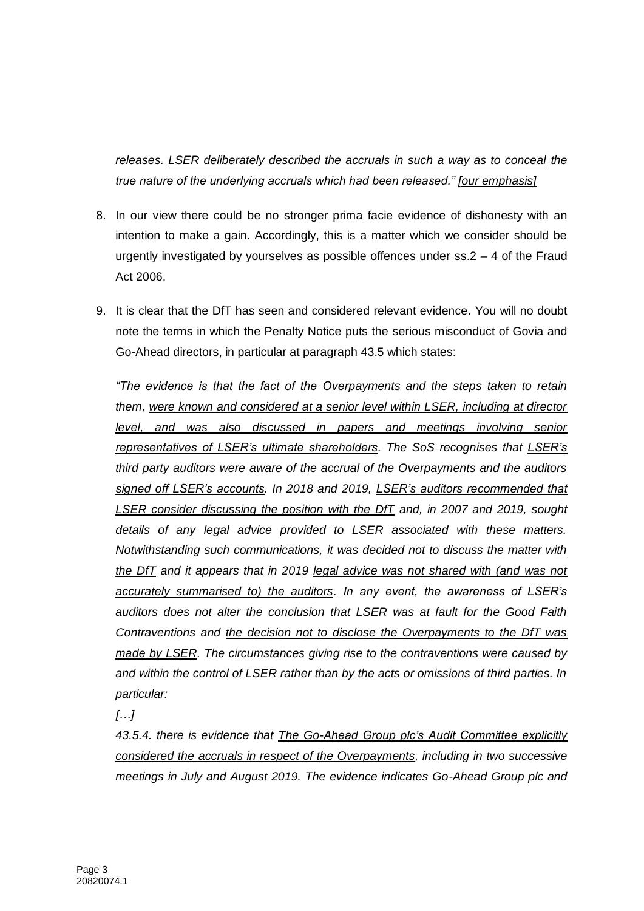*releases. <u>LSER deliberately described the accruals in such a way as to conceal</u> the true nature of the underlying accruals which had been released." <u>[our emphasis]</u>*

8. In our view there could be no stronger prima facie evidence of dishonesty with an intention to make a gain. Accordingly, this is a matter which we consider should be urgently investigated by yourselves as possible offences under ss.2 – 4 of the Fraud Act 2006.

9. It is clear that the DfT has seen and considered relevant evidence. You will no doubt note the terms in which the Penalty Notice puts the serious misconduct of Govia and Go-Ahead directors, in particular at paragraph 43.5 which states:

   *"The evidence is that the fact of the Overpayments and the steps taken to retain them, <u>were known and considered at a senior level within LSER, including at director level, and was also discussed in papers and meetings involving senior representatives of LSER's ultimate shareholders</u>. The SoS recognises that <u>LSER's third party auditors were aware of the accrual of the Overpayments and the auditors signed off LSER's accounts</u>. In 2018 and 2019, <u>LSER's auditors recommended that LSER consider discussing the position with the DfT</u> and, in 2007 and 2019, sought details of any legal advice provided to LSER associated with these matters. Notwithstanding such communications, <u>it was decided not to discuss the matter with the DfT</u> and it appears that in 2019 <u>legal advice was not shared with (and was not accurately summarised to) the auditors</u>. In any event, the awareness of LSER's auditors does not alter the conclusion that LSER was at fault for the Good Faith Contraventions and <u>the decision not to disclose the Overpayments to the DfT was made by LSER</u>. The circumstances giving rise to the contraventions were caused by and within the control of LSER rather than by the acts or omissions of third parties. In particular:*

   *[…]*

   *43.5.4. there is evidence that <u>The Go-Ahead Group plc's Audit Committee explicitly considered the accruals in respect of the Overpayments</u>, including in two successive meetings in July and August 2019. The evidence indicates Go-Ahead Group plc and*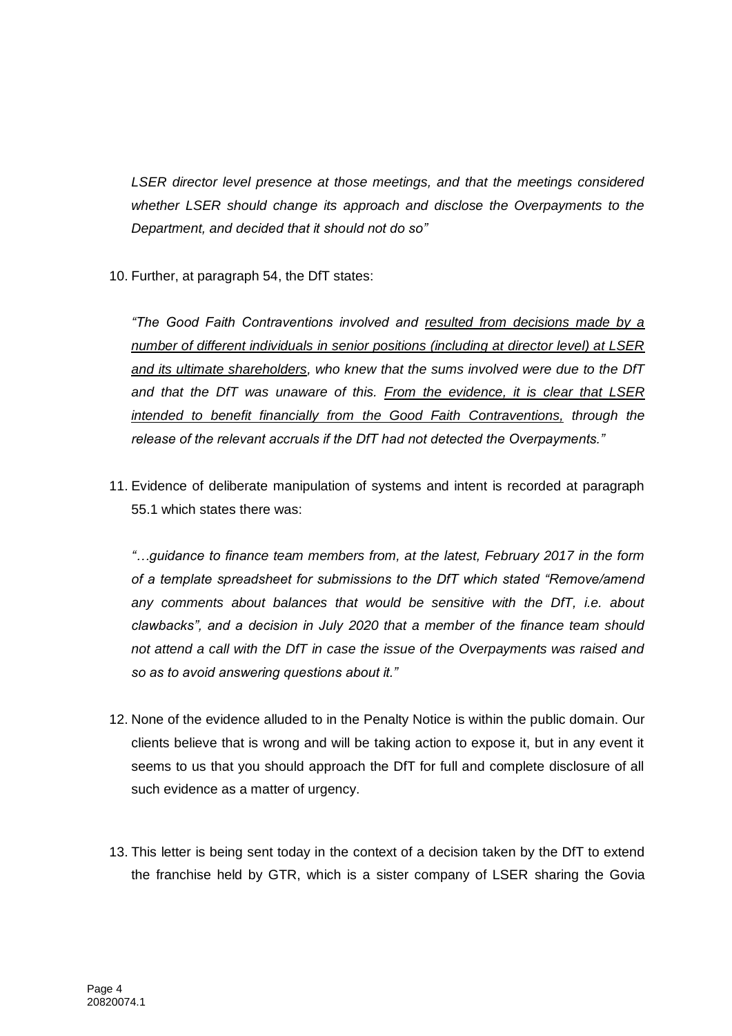*LSER director level presence at those meetings, and that the meetings considered whether LSER should change its approach and disclose the Overpayments to the Department, and decided that it should not do so"*

10. Further, at paragraph 54, the DfT states:

    *"The Good Faith Contraventions involved and <u>resulted from decisions made by a number of different individuals in senior positions (including at director level) at LSER and its ultimate shareholders</u>, who knew that the sums involved were due to the DfT and that the DfT was unaware of this. <u>From the evidence, it is clear that LSER intended to benefit financially from the Good Faith Contraventions,</u> through the release of the relevant accruals if the DfT had not detected the Overpayments."*

11. Evidence of deliberate manipulation of systems and intent is recorded at paragraph 55.1 which states there was:

    *"…guidance to finance team members from, at the latest, February 2017 in the form of a template spreadsheet for submissions to the DfT which stated "Remove/amend any comments about balances that would be sensitive with the DfT, i.e. about clawbacks", and a decision in July 2020 that a member of the finance team should not attend a call with the DfT in case the issue of the Overpayments was raised and so as to avoid answering questions about it."*

12. None of the evidence alluded to in the Penalty Notice is within the public domain. Our clients believe that is wrong and will be taking action to expose it, but in any event it seems to us that you should approach the DfT for full and complete disclosure of all such evidence as a matter of urgency.

13. This letter is being sent today in the context of a decision taken by the DfT to extend the franchise held by GTR, which is a sister company of LSER sharing the Govia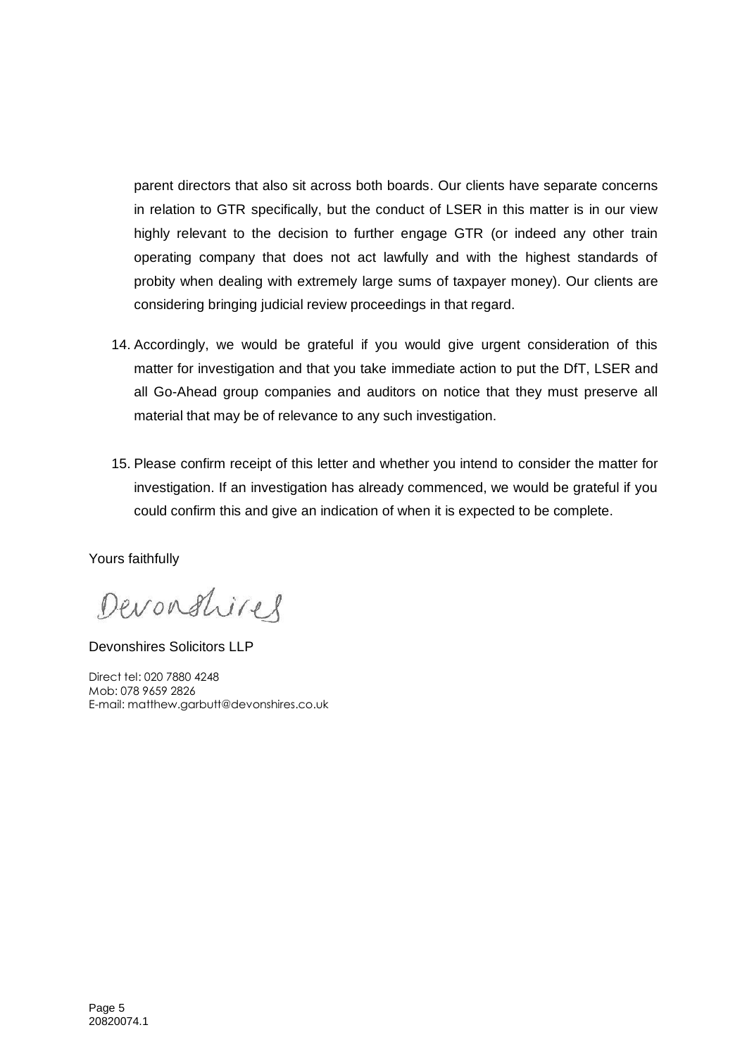parent directors that also sit across both boards. Our clients have separate concerns in relation to GTR specifically, but the conduct of LSER in this matter is in our view highly relevant to the decision to further engage GTR (or indeed any other train operating company that does not act lawfully and with the highest standards of probity when dealing with extremely large sums of taxpayer money). Our clients are considering bringing judicial review proceedings in that regard.

14. Accordingly, we would be grateful if you would give urgent consideration of this matter for investigation and that you take immediate action to put the DfT, LSER and all Go-Ahead group companies and auditors on notice that they must preserve all material that may be of relevance to any such investigation.

15. Please confirm receipt of this letter and whether you intend to consider the matter for investigation. If an investigation has already commenced, we would be grateful if you could confirm this and give an indication of when it is expected to be complete.

Yours faithfully

Devonshires

Devonshires Solicitors LLP

Direct tel: 020 7880 4248
Mob: 078 9659 2826
E-mail: matthew.garbutt@devonshires.co.uk

20820074.1